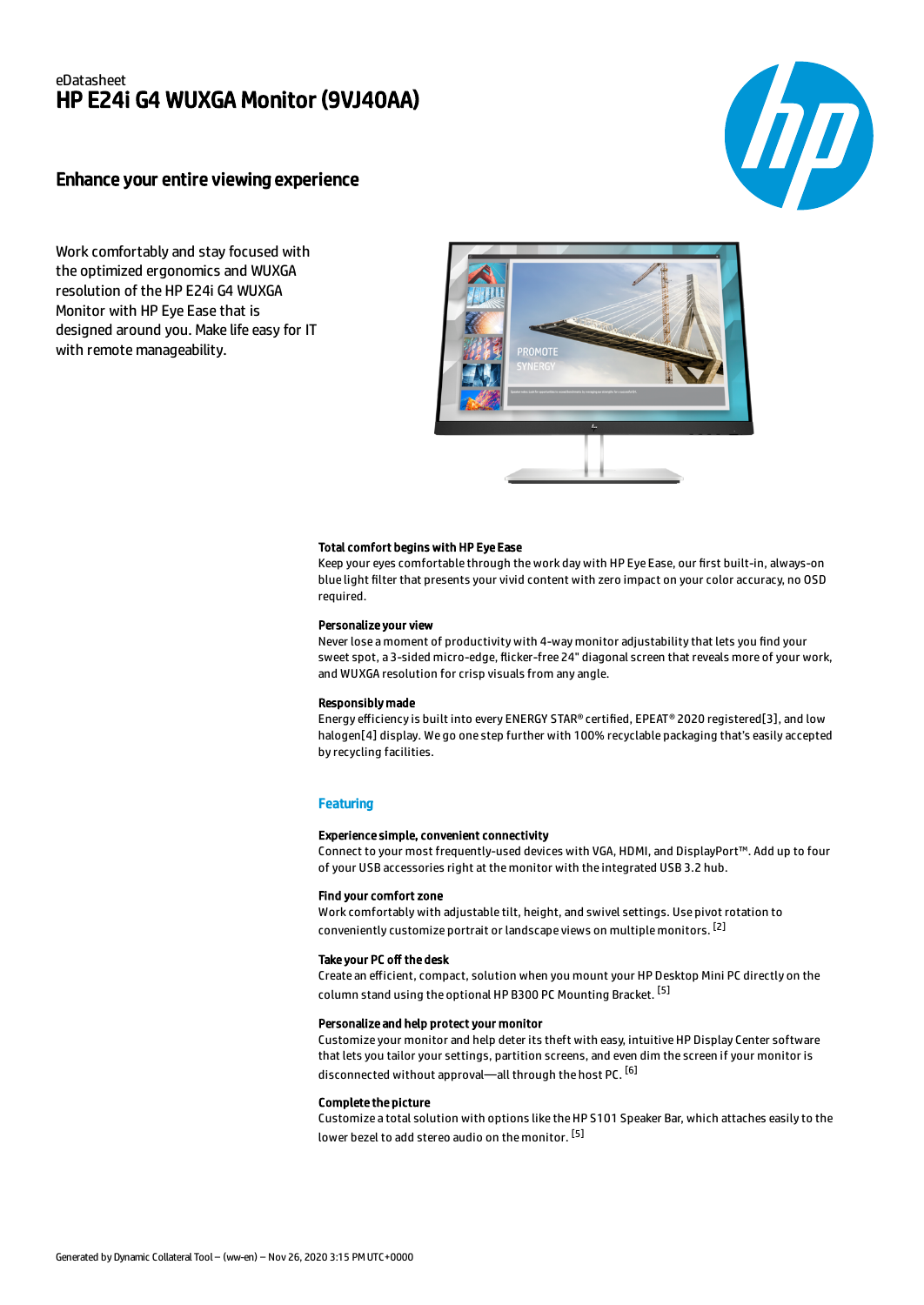eDatasheet

# HP E24i G4 WUXGA Monitor (9VJ40AA)

## Enhance your entire viewing experience

Work comfortably and stay focused with the optimized ergonomics and WUXGA resolution of the HP E24i G4 WUXGA Monitor with HP Eye Ease that is designed around you. Make life easy for IT with remote manageability.

**Total comfort begins with HP Eye Ease**
Keep your eyes comfortable through the work day with HP Eye Ease, our first built-in, always-on blue light filter that presents your vivid content with zero impact on your color accuracy, no OSD required.

**Personalize your view**
Never lose a moment of productivity with 4-way monitor adjustability that lets you find your sweet spot, a 3-sided micro-edge, flicker-free 24" diagonal screen that reveals more of your work, and WUXGA resolution for crisp visuals from any angle.

**Responsibly made**
Energy efficiency is built into every ENERGY STAR® certified, EPEAT® 2020 registered[3], and low halogen[4] display. We go one step further with 100% recyclable packaging that's easily accepted by recycling facilities.

### Featuring

**Experience simple, convenient connectivity**
Connect to your most frequently-used devices with VGA, HDMI, and DisplayPort™. Add up to four of your USB accessories right at the monitor with the integrated USB 3.2 hub.

**Find your comfort zone**
Work comfortably with adjustable tilt, height, and swivel settings. Use pivot rotation to conveniently customize portrait or landscape views on multiple monitors. [2]

**Take your PC off the desk**
Create an efficient, compact, solution when you mount your HP Desktop Mini PC directly on the column stand using the optional HP B300 PC Mounting Bracket. [5]

**Personalize and help protect your monitor**
Customize your monitor and help deter its theft with easy, intuitive HP Display Center software that lets you tailor your settings, partition screens, and even dim the screen if your monitor is disconnected without approval—all through the host PC. [6]

**Complete the picture**
Customize a total solution with options like the HP S101 Speaker Bar, which attaches easily to the lower bezel to add stereo audio on the monitor. [5]

Generated by Dynamic Collateral Tool – (ww-en) – Nov 26, 2020 3:15 PM UTC+0000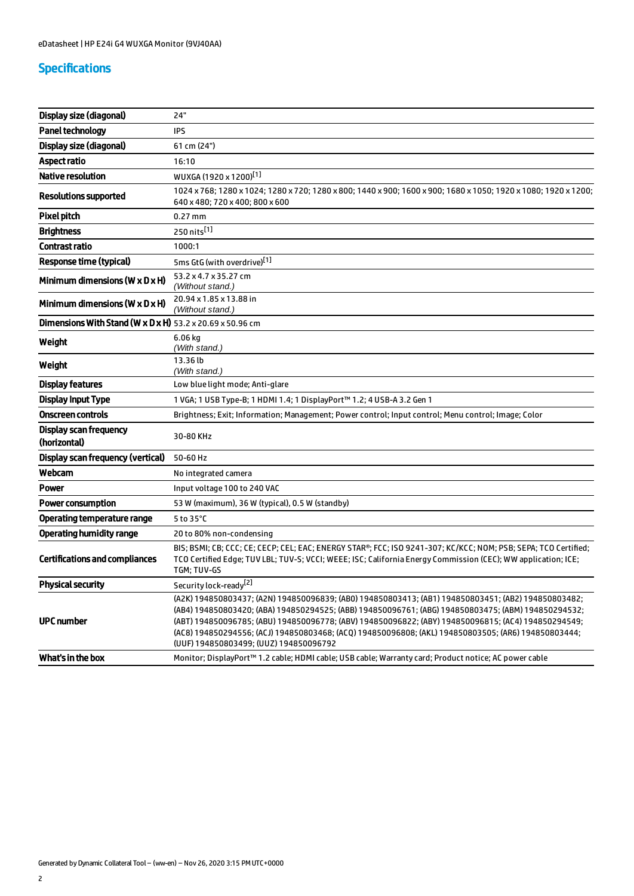## Specifications

| | |
|---|---|
| Display size (diagonal) | 24" |
| Panel technology | IPS |
| Display size (diagonal) | 61 cm (24") |
| Aspect ratio | 16:10 |
| Native resolution | WUXGA (1920 x 1200)[1] |
| Resolutions supported | 1024 x 768; 1280 x 1024; 1280 x 720; 1280 x 800; 1440 x 900; 1600 x 900; 1680 x 1050; 1920 x 1080; 1920 x 1200; 640 x 480; 720 x 400; 800 x 600 |
| Pixel pitch | 0.27 mm |
| Brightness | 250 nits[1] |
| Contrast ratio | 1000:1 |
| Response time (typical) | 5ms GtG (with overdrive)[1] |
| Minimum dimensions (W x D x H) | 53.2 x 4.7 x 35.27 cm *(Without stand.)* |
| Minimum dimensions (W x D x H) | 20.94 x 1.85 x 13.88 in *(Without stand.)* |
| Dimensions With Stand (W x D x H) | 53.2 x 20.69 x 50.96 cm |
| Weight | 6.06 kg *(With stand.)* |
| Weight | 13.36 lb *(With stand.)* |
| Display features | Low blue light mode; Anti-glare |
| Display Input Type | 1 VGA; 1 USB Type-B; 1 HDMI 1.4; 1 DisplayPort™ 1.2; 4 USB-A 3.2 Gen 1 |
| Onscreen controls | Brightness; Exit; Information; Management; Power control; Input control; Menu control; Image; Color |
| Display scan frequency (horizontal) | 30-80 KHz |
| Display scan frequency (vertical) | 50-60 Hz |
| Webcam | No integrated camera |
| Power | Input voltage 100 to 240 VAC |
| Power consumption | 53 W (maximum), 36 W (typical), 0.5 W (standby) |
| Operating temperature range | 5 to 35°C |
| Operating humidity range | 20 to 80% non-condensing |
| Certifications and compliances | BIS; BSMI; CB; CCC; CE; CECP; CEL; EAC; ENERGY STAR®; FCC; ISO 9241-307; KC/KCC; NOM; PSB; SEPA; TCO Certified; TCO Certified Edge; TUV LBL; TUV-S; VCCI; WEEE; ISC; California Energy Commission (CEC); WW application; ICE; TGM; TUV-GS |
| Physical security | Security lock-ready[2] |
| UPC number | (A2K) 194850803437; (A2N) 194850096839; (AB0) 194850803413; (AB1) 194850803451; (AB2) 194850803482; (AB4) 194850803420; (ABA) 194850294525; (ABB) 194850096761; (ABG) 194850803475; (ABM) 194850294532; (ABT) 194850096785; (ABU) 194850096778; (ABV) 194850096822; (ABY) 194850096815; (AC4) 194850294549; (AC8) 194850294556; (ACJ) 194850803468; (ACQ) 194850096808; (AKL) 194850803505; (AR6) 194850803444; (UUF) 194850803499; (UUZ) 194850096792 |
| What's in the box | Monitor; DisplayPort™ 1.2 cable; HDMI cable; USB cable; Warranty card; Product notice; AC power cable |

Generated by Dynamic Collateral Tool – (ww-en) – Nov 26, 2020 3:15 PM UTC+0000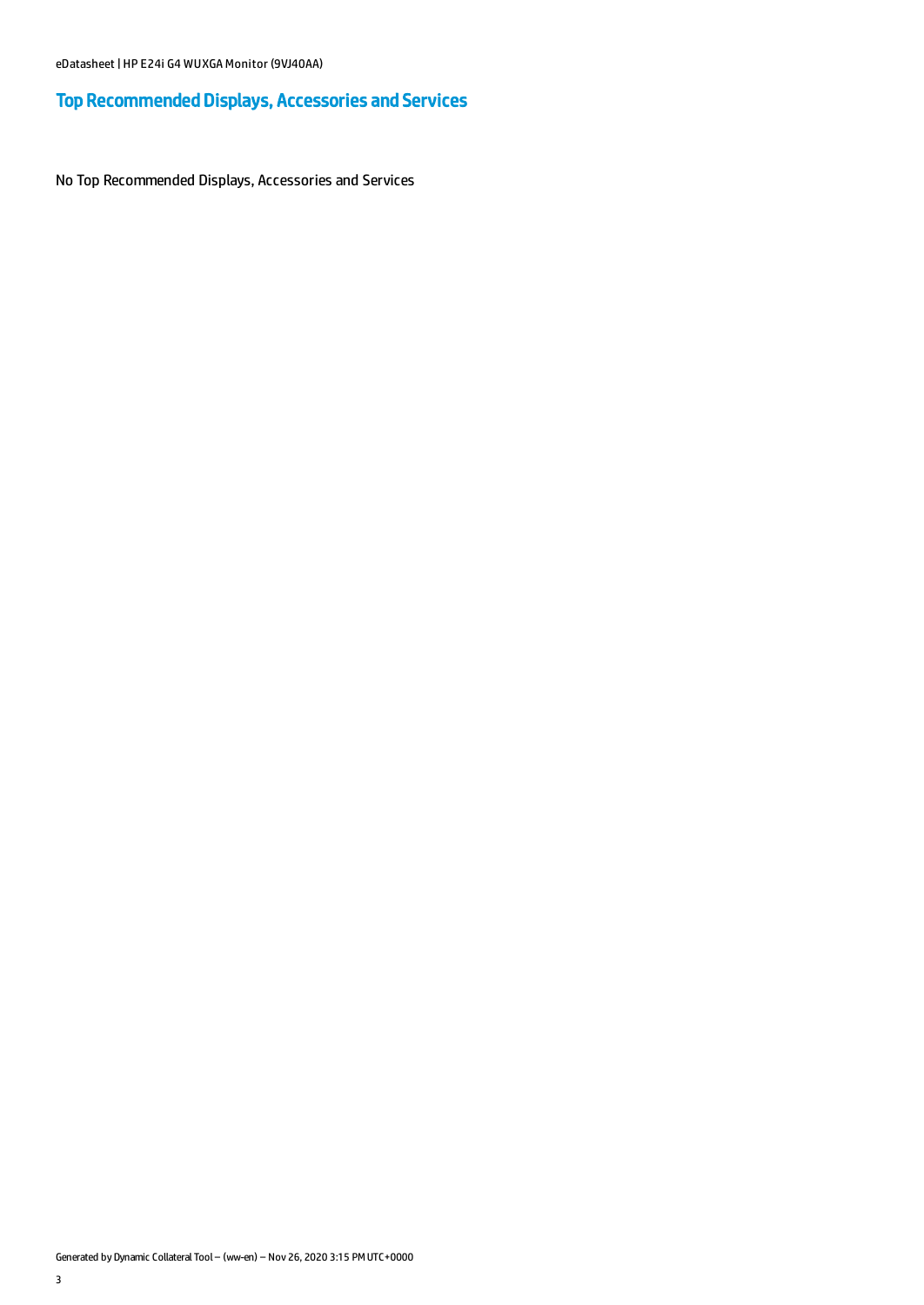## Top Recommended Displays, Accessories and Services

No Top Recommended Displays, Accessories and Services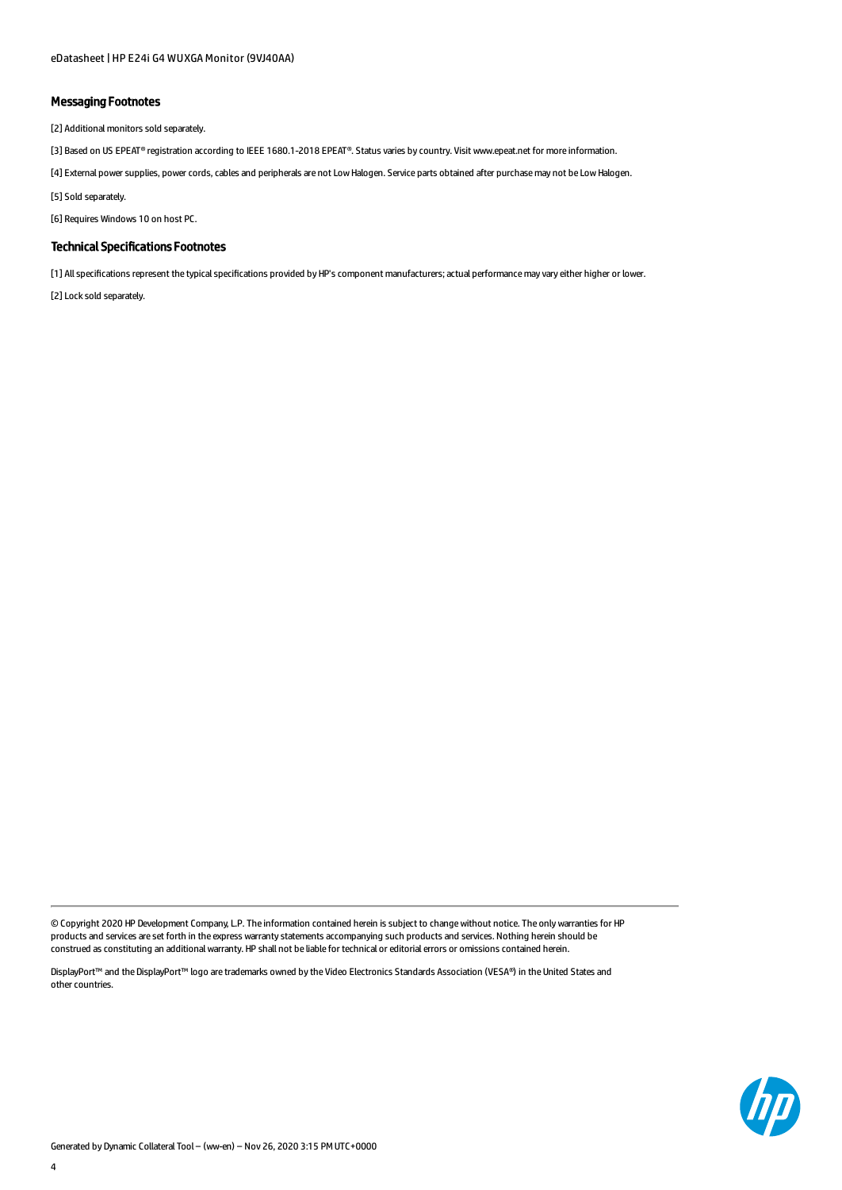## Messaging Footnotes

[2] Additional monitors sold separately.

[3] Based on US EPEAT® registration according to IEEE 1680.1-2018 EPEAT®. Status varies by country. Visit www.epeat.net for more information.

[4] External power supplies, power cords, cables and peripherals are not Low Halogen. Service parts obtained after purchase may not be Low Halogen.

[5] Sold separately.

[6] Requires Windows 10 on host PC.

## Technical Specifications Footnotes

[1] All specifications represent the typical specifications provided by HP's component manufacturers; actual performance may vary either higher or lower.

[2] Lock sold separately.

---

© Copyright 2020 HP Development Company, L.P. The information contained herein is subject to change without notice. The only warranties for HP products and services are set forth in the express warranty statements accompanying such products and services. Nothing herein should be construed as constituting an additional warranty. HP shall not be liable for technical or editorial errors or omissions contained herein.

DisplayPort™ and the DisplayPort™ logo are trademarks owned by the Video Electronics Standards Association (VESA®) in the United States and other countries.

Generated by Dynamic Collateral Tool – (ww-en) – Nov 26, 2020 3:15 PM UTC+0000